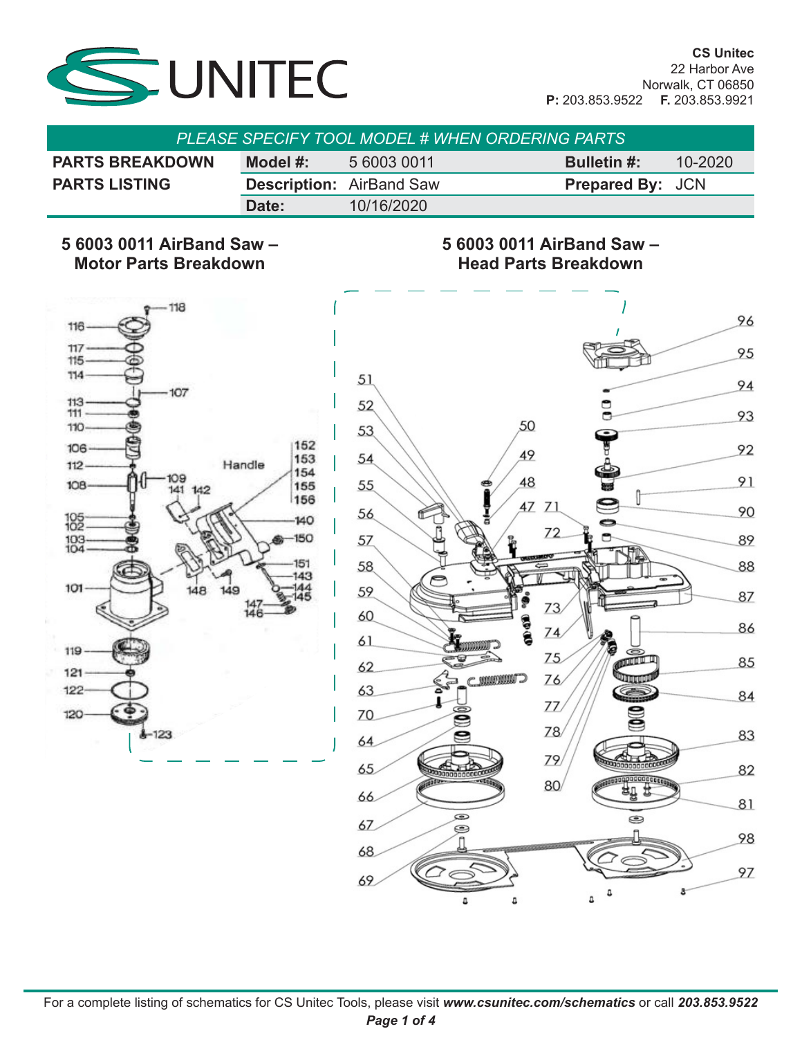**CS Unitec**
22 Harbor Ave
Norwalk, CT 06850
**P:** 203.853.9522 **F.** 203.853.9921

*PLEASE SPECIFY TOOL MODEL # WHEN ORDERING PARTS*

| PARTS BREAKDOWN | Model #: | 5 6003 0011 | Bulletin #: | 10-2020 |
|---|---|---|---|---|
| PARTS LISTING | Description: | AirBand Saw | Prepared By: | JCN |
| | Date: | 10/16/2020 | | |

## 5 6003 0011 AirBand Saw – Motor Parts Breakdown

## 5 6003 0011 AirBand Saw – Head Parts Breakdown

For a complete listing of schematics for CS Unitec Tools, please visit ***www.csunitec.com/schematics*** or call ***203.853.9522***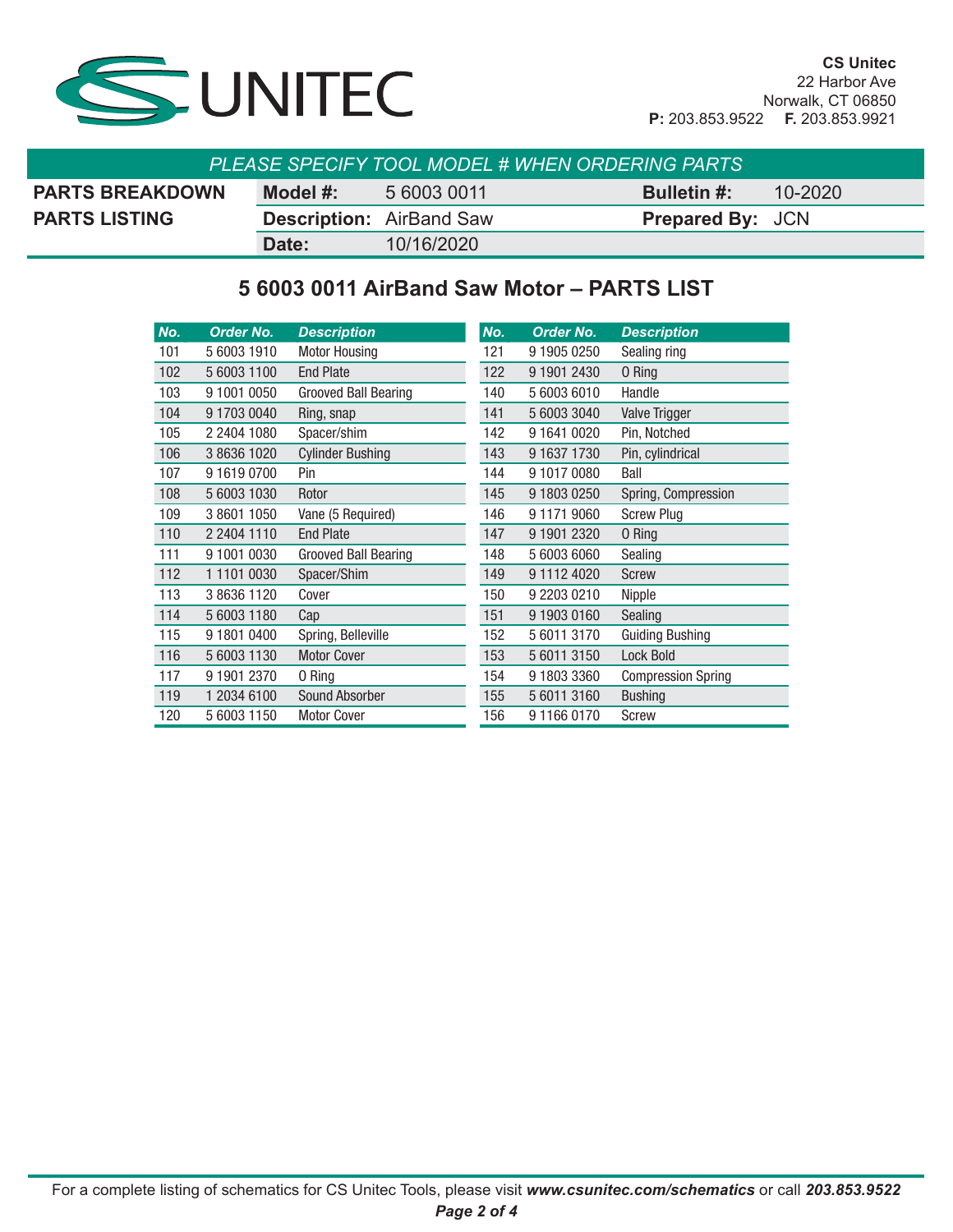UNITEC

**CS Unitec**
22 Harbor Ave
Norwalk, CT 06850
**P:** 203.853.9522 **F.** 203.853.9921

*PLEASE SPECIFY TOOL MODEL # WHEN ORDERING PARTS*

| PARTS BREAKDOWN | **Model #:** | 5 6003 0011 | **Bulletin #:** | 10-2020 |
|---|---|---|---|---|
| **PARTS LISTING** | **Description:** | AirBand Saw | **Prepared By:** | JCN |
| | **Date:** | 10/16/2020 | | |

## 5 6003 0011 AirBand Saw Motor – PARTS LIST

| No. | Order No. | Description |
|---|---|---|
| 101 | 5 6003 1910 | Motor Housing |
| 102 | 5 6003 1100 | End Plate |
| 103 | 9 1001 0050 | Grooved Ball Bearing |
| 104 | 9 1703 0040 | Ring, snap |
| 105 | 2 2404 1080 | Spacer/shim |
| 106 | 3 8636 1020 | Cylinder Bushing |
| 107 | 9 1619 0700 | Pin |
| 108 | 5 6003 1030 | Rotor |
| 109 | 3 8601 1050 | Vane (5 Required) |
| 110 | 2 2404 1110 | End Plate |
| 111 | 9 1001 0030 | Grooved Ball Bearing |
| 112 | 1 1101 0030 | Spacer/Shim |
| 113 | 3 8636 1120 | Cover |
| 114 | 5 6003 1180 | Cap |
| 115 | 9 1801 0400 | Spring, Belleville |
| 116 | 5 6003 1130 | Motor Cover |
| 117 | 9 1901 2370 | O Ring |
| 119 | 1 2034 6100 | Sound Absorber |
| 120 | 5 6003 1150 | Motor Cover |
| 121 | 9 1905 0250 | Sealing ring |
| 122 | 9 1901 2430 | O Ring |
| 140 | 5 6003 6010 | Handle |
| 141 | 5 6003 3040 | Valve Trigger |
| 142 | 9 1641 0020 | Pin, Notched |
| 143 | 9 1637 1730 | Pin, cylindrical |
| 144 | 9 1017 0080 | Ball |
| 145 | 9 1803 0250 | Spring, Compression |
| 146 | 9 1171 9060 | Screw Plug |
| 147 | 9 1901 2320 | O Ring |
| 148 | 5 6003 6060 | Sealing |
| 149 | 9 1112 4020 | Screw |
| 150 | 9 2203 0210 | Nipple |
| 151 | 9 1903 0160 | Sealing |
| 152 | 5 6011 3170 | Guiding Bushing |
| 153 | 5 6011 3150 | Lock Bold |
| 154 | 9 1803 3360 | Compression Spring |
| 155 | 5 6011 3160 | Bushing |
| 156 | 9 1166 0170 | Screw |

For a complete listing of schematics for CS Unitec Tools, please visit ***www.csunitec.com/schematics*** or call ***203.853.9522***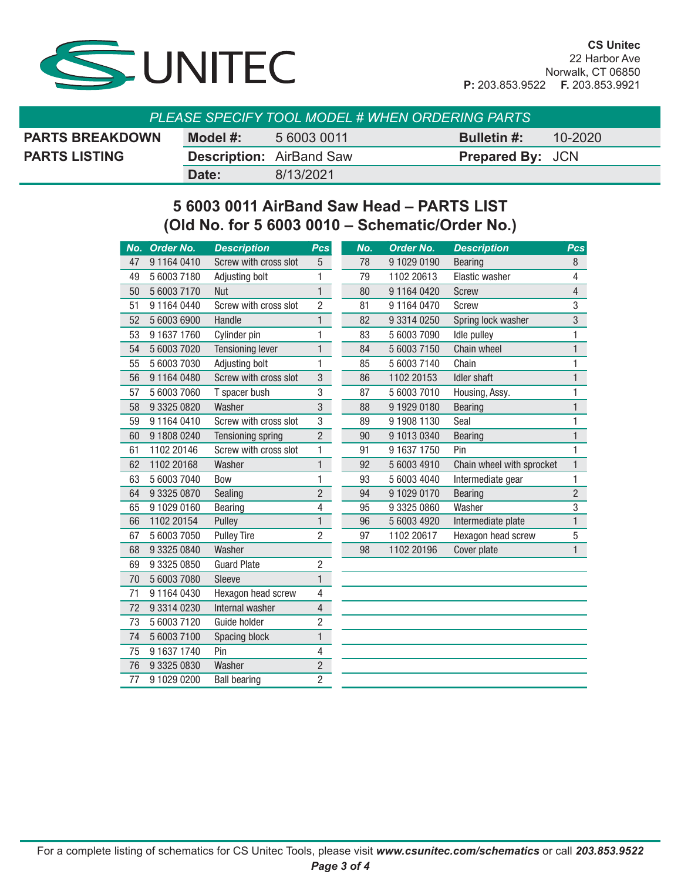**CS Unitec**
22 Harbor Ave
Norwalk, CT 06850
**P:** 203.853.9522 **F.** 203.853.9921

*PLEASE SPECIFY TOOL MODEL # WHEN ORDERING PARTS*

| PARTS BREAKDOWN | **Model #:** | 5 6003 0011 | **Bulletin #:** | 10-2020 |
|---|---|---|---|---|
| PARTS LISTING | **Description:** | AirBand Saw | **Prepared By:** | JCN |
| | **Date:** | 8/13/2021 | | |

## 5 6003 0011 AirBand Saw Head – PARTS LIST
## (Old No. for 5 6003 0010 – Schematic/Order No.)

| No. | Order No. | Description | Pcs |
|---|---|---|---|
| 47 | 9 1164 0410 | Screw with cross slot | 5 |
| 49 | 5 6003 7180 | Adjusting bolt | 1 |
| 50 | 5 6003 7170 | Nut | 1 |
| 51 | 9 1164 0440 | Screw with cross slot | 2 |
| 52 | 5 6003 6900 | Handle | 1 |
| 53 | 9 1637 1760 | Cylinder pin | 1 |
| 54 | 5 6003 7020 | Tensioning lever | 1 |
| 55 | 5 6003 7030 | Adjusting bolt | 1 |
| 56 | 9 1164 0480 | Screw with cross slot | 3 |
| 57 | 5 6003 7060 | T spacer bush | 3 |
| 58 | 9 3325 0820 | Washer | 3 |
| 59 | 9 1164 0410 | Screw with cross slot | 3 |
| 60 | 9 1808 0240 | Tensioning spring | 2 |
| 61 | 1102 20146 | Screw with cross slot | 1 |
| 62 | 1102 20168 | Washer | 1 |
| 63 | 5 6003 7040 | Bow | 1 |
| 64 | 9 3325 0870 | Sealing | 2 |
| 65 | 9 1029 0160 | Bearing | 4 |
| 66 | 1102 20154 | Pulley | 1 |
| 67 | 5 6003 7050 | Pulley Tire | 2 |
| 68 | 9 3325 0840 | Washer | |
| 69 | 9 3325 0850 | Guard Plate | 2 |
| 70 | 5 6003 7080 | Sleeve | 1 |
| 71 | 9 1164 0430 | Hexagon head screw | 4 |
| 72 | 9 3314 0230 | Internal washer | 4 |
| 73 | 5 6003 7120 | Guide holder | 2 |
| 74 | 5 6003 7100 | Spacing block | 1 |
| 75 | 9 1637 1740 | Pin | 4 |
| 76 | 9 3325 0830 | Washer | 2 |
| 77 | 9 1029 0200 | Ball bearing | 2 |
| 78 | 9 1029 0190 | Bearing | 8 |
| 79 | 1102 20613 | Elastic washer | 4 |
| 80 | 9 1164 0420 | Screw | 4 |
| 81 | 9 1164 0470 | Screw | 3 |
| 82 | 9 3314 0250 | Spring lock washer | 3 |
| 83 | 5 6003 7090 | Idle pulley | 1 |
| 84 | 5 6003 7150 | Chain wheel | 1 |
| 85 | 5 6003 7140 | Chain | 1 |
| 86 | 1102 20153 | Idler shaft | 1 |
| 87 | 5 6003 7010 | Housing, Assy. | 1 |
| 88 | 9 1929 0180 | Bearing | 1 |
| 89 | 9 1908 1130 | Seal | 1 |
| 90 | 9 1013 0340 | Bearing | 1 |
| 91 | 9 1637 1750 | Pin | 1 |
| 92 | 5 6003 4910 | Chain wheel with sprocket | 1 |
| 93 | 5 6003 4040 | Intermediate gear | 1 |
| 94 | 9 1029 0170 | Bearing | 2 |
| 95 | 9 3325 0860 | Washer | 3 |
| 96 | 5 6003 4920 | Intermediate plate | 1 |
| 97 | 1102 20617 | Hexagon head screw | 5 |
| 98 | 1102 20196 | Cover plate | 1 |

For a complete listing of schematics for CS Unitec Tools, please visit ***www.csunitec.com/schematics*** or call ***203.853.9522***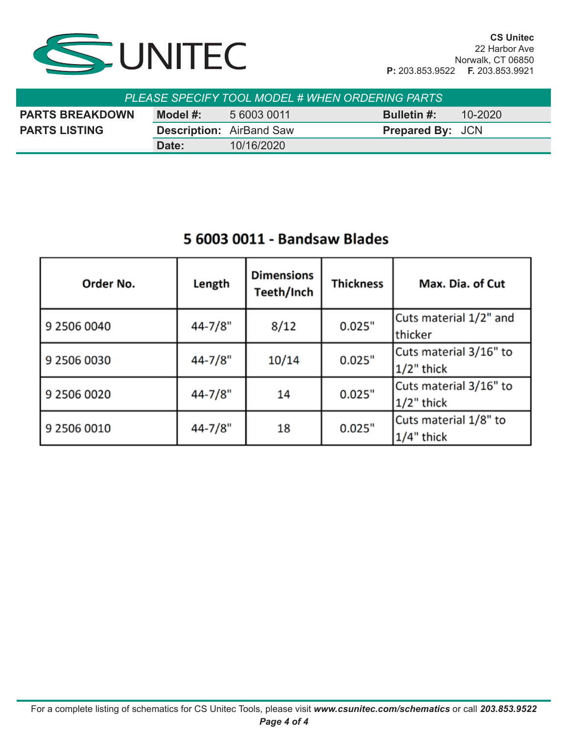**CS Unitec**
22 Harbor Ave
Norwalk, CT 06850
**P:** 203.853.9522 **F.** 203.853.9921

*PLEASE SPECIFY TOOL MODEL # WHEN ORDERING PARTS*

| | | | | |
|---|---|---|---|---|
| **PARTS BREAKDOWN** | **Model #:** 5 6003 0011 | | **Bulletin #:** | 10-2020 |
| **PARTS LISTING** | **Description:** AirBand Saw | | **Prepared By:** | JCN |
| | **Date:** 10/16/2020 | | | |

## 5 6003 0011 - Bandsaw Blades

| Order No. | Length | Dimensions Teeth/Inch | Thickness | Max. Dia. of Cut |
|---|---|---|---|---|
| 9 2506 0040 | 44-7/8" | 8/12 | 0.025" | Cuts material 1/2" and thicker |
| 9 2506 0030 | 44-7/8" | 10/14 | 0.025" | Cuts material 3/16" to 1/2" thick |
| 9 2506 0020 | 44-7/8" | 14 | 0.025" | Cuts material 3/16" to 1/2" thick |
| 9 2506 0010 | 44-7/8" | 18 | 0.025" | Cuts material 1/8" to 1/4" thick |

For a complete listing of schematics for CS Unitec Tools, please visit ***www.csunitec.com/schematics*** or call ***203.853.9522***